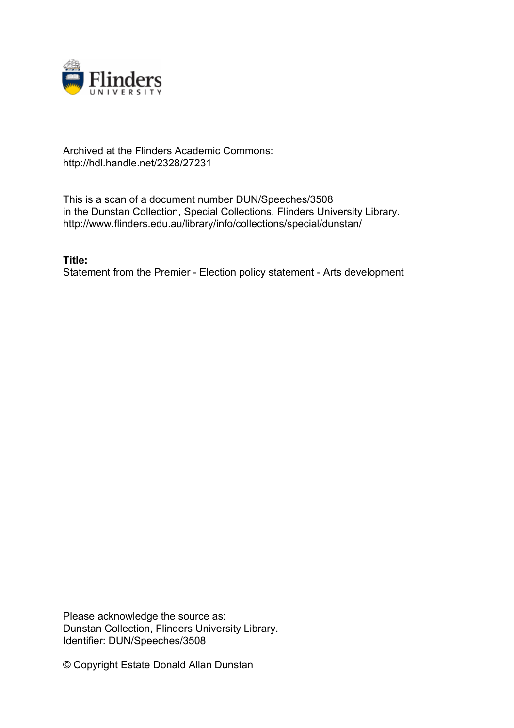Archived at the Flinders Academic Commons:
http://hdl.handle.net/2328/27231

This is a scan of a document number DUN/Speeches/3508
in the Dunstan Collection, Special Collections, Flinders University Library.
http://www.flinders.edu.au/library/info/collections/special/dunstan/

**Title:**
Statement from the Premier - Election policy statement - Arts development

Please acknowledge the source as:
Dunstan Collection, Flinders University Library.
Identifier: DUN/Speeches/3508

© Copyright Estate Donald Allan Dunstan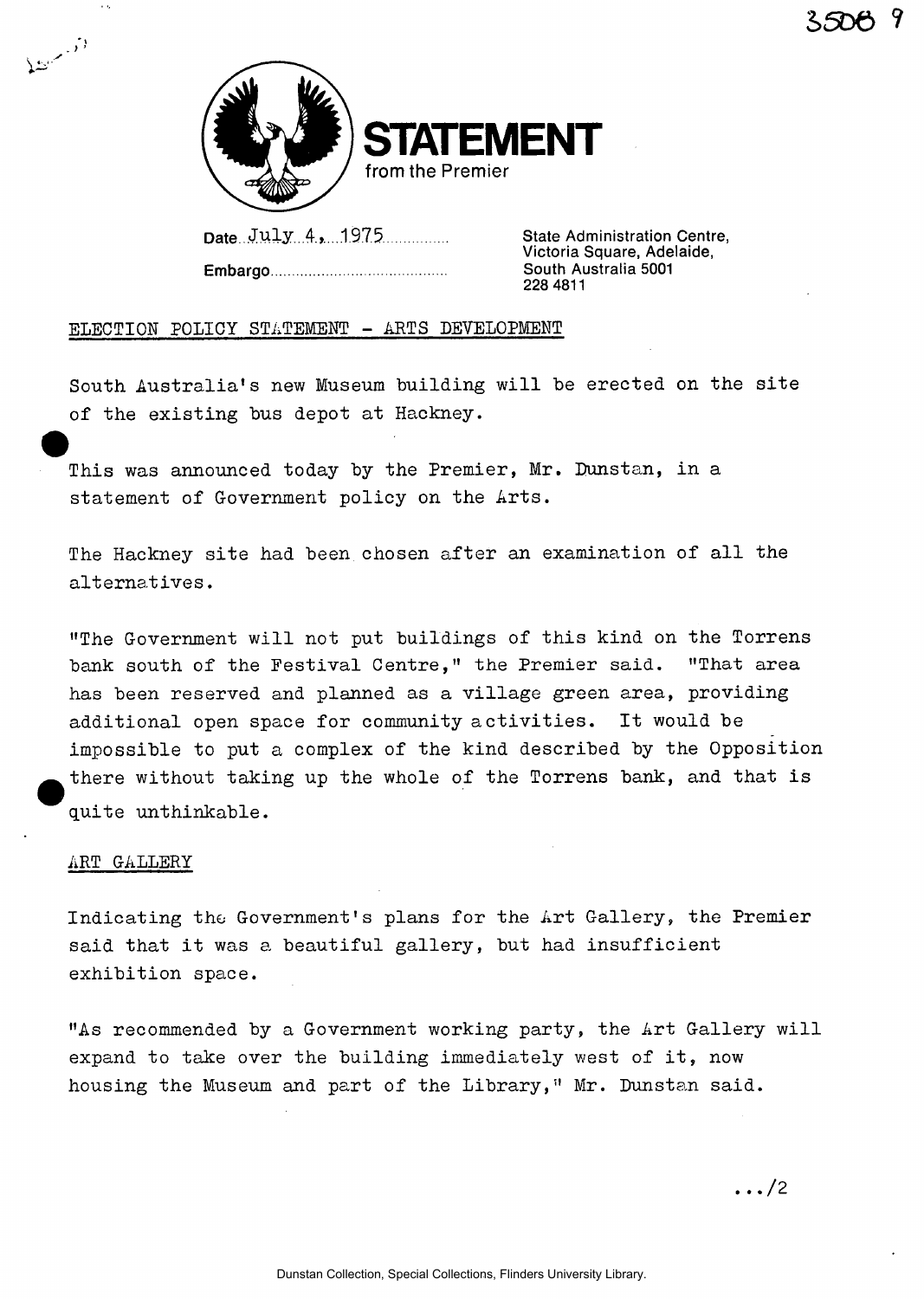# STATEMENT
from the Premier

Date July 4, 1975

Embargo..........................................

State Administration Centre,
Victoria Square, Adelaide,
South Australia 5001
228 4811

ELECTION POLICY STATEMENT - ARTS DEVELOPMENT

South Australia's new Museum building will be erected on the site of the existing bus depot at Hackney.

This was announced today by the Premier, Mr. Dunstan, in a statement of Government policy on the Arts.

The Hackney site had been chosen after an examination of all the alternatives.

"The Government will not put buildings of this kind on the Torrens bank south of the Festival Centre," the Premier said. "That area has been reserved and planned as a village green area, providing additional open space for community activities. It would be impossible to put a complex of the kind described by the Opposition there without taking up the whole of the Torrens bank, and that is quite unthinkable.

ART GALLERY

Indicating the Government's plans for the Art Gallery, the Premier said that it was a beautiful gallery, but had insufficient exhibition space.

"As recommended by a Government working party, the Art Gallery will expand to take over the building immediately west of it, now housing the Museum and part of the Library," Mr. Dunstan said.

.../2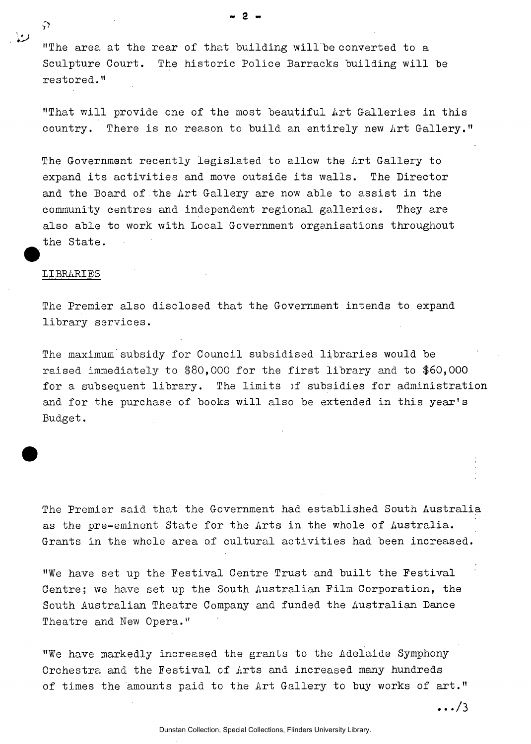"The area at the rear of that building will be converted to a Sculpture Court. The historic Police Barracks building will be restored."

"That will provide one of the most beautiful Art Galleries in this country. There is no reason to build an entirely new Art Gallery."

The Government recently legislated to allow the Art Gallery to expand its activities and move outside its walls. The Director and the Board of the Art Gallery are now able to assist in the community centres and independent regional galleries. They are also able to work with Local Government organisations throughout the State.

## LIBRARIES

The Premier also disclosed that the Government intends to expand library services.

The maximum subsidy for Council subsidised libraries would be raised immediately to $80,000 for the first library and to $60,000 for a subsequent library. The limits of subsidies for administration and for the purchase of books will also be extended in this year's Budget.

The Premier said that the Government had established South Australia as the pre-eminent State for the Arts in the whole of Australia. Grants in the whole area of cultural activities had been increased.

"We have set up the Festival Centre Trust and built the Festival Centre; we have set up the South Australian Film Corporation, the South Australian Theatre Company and funded the Australian Dance Theatre and New Opera."

"We have markedly increased the grants to the Adelaide Symphony Orchestra and the Festival of Arts and increased many hundreds of times the amounts paid to the Art Gallery to buy works of art."

.../3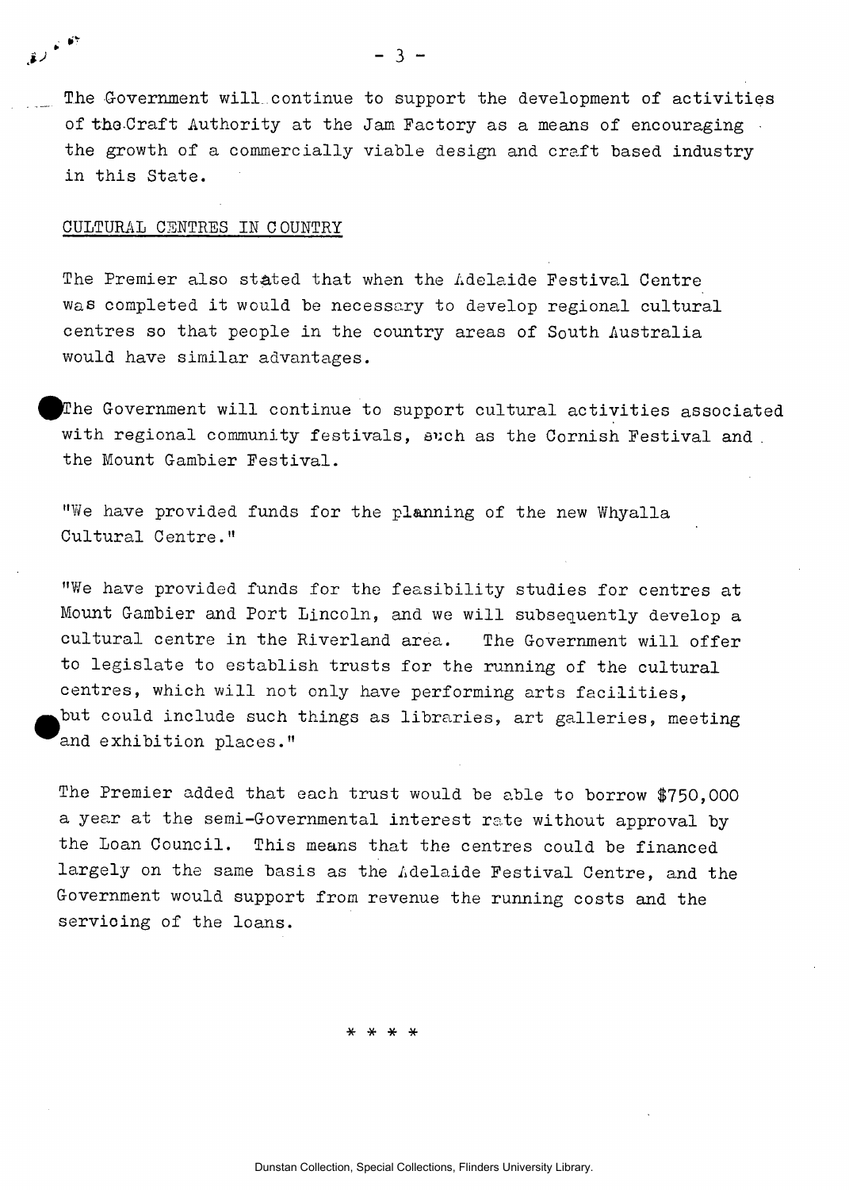The Government will continue to support the development of activities of the Craft Authority at the Jam Factory as a means of encouraging the growth of a commercially viable design and craft based industry in this State.

## CULTURAL CENTRES IN COUNTRY

The Premier also stated that when the Adelaide Festival Centre was completed it would be necessary to develop regional cultural centres so that people in the country areas of South Australia would have similar advantages.

The Government will continue to support cultural activities associated with regional community festivals, such as the Cornish Festival and the Mount Gambier Festival.

"We have provided funds for the planning of the new Whyalla Cultural Centre."

"We have provided funds for the feasibility studies for centres at Mount Gambier and Port Lincoln, and we will subsequently develop a cultural centre in the Riverland area. The Government will offer to legislate to establish trusts for the running of the cultural centres, which will not only have performing arts facilities, but could include such things as libraries, art galleries, meeting and exhibition places."

The Premier added that each trust would be able to borrow $750,000 a year at the semi-Governmental interest rate without approval by the Loan Council. This means that the centres could be financed largely on the same basis as the Adelaide Festival Centre, and the Government would support from revenue the running costs and the servicing of the loans.

* * * *

Dunstan Collection, Special Collections, Flinders University Library.